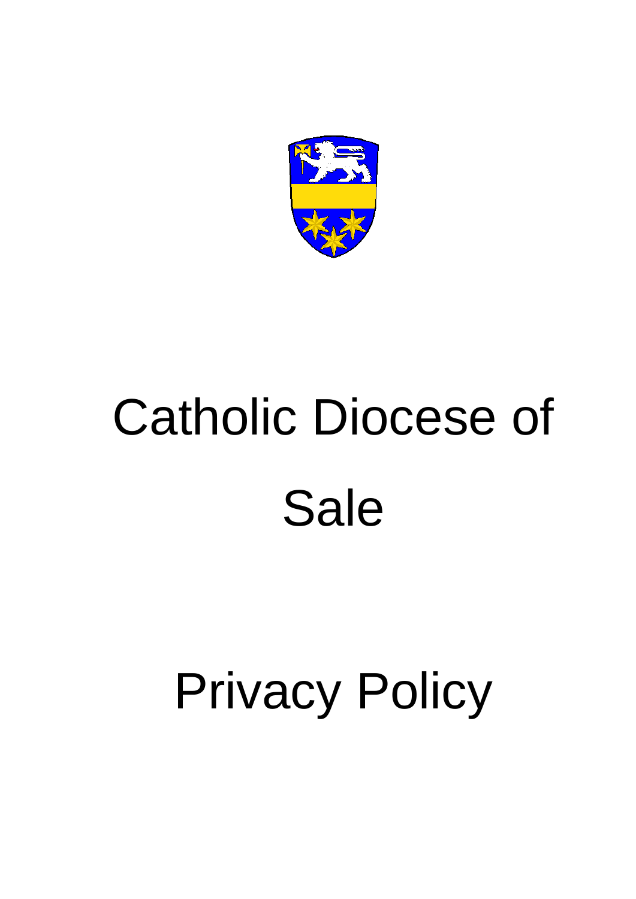# Catholic Diocese of Sale

# Privacy Policy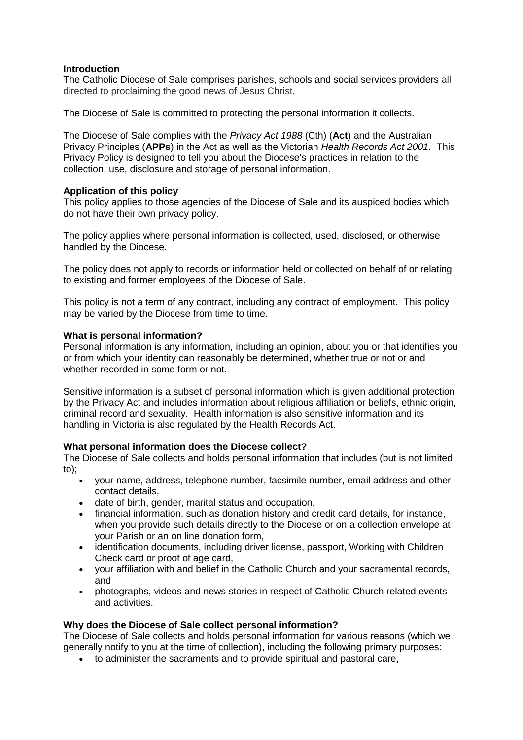**Introduction**

The Catholic Diocese of Sale comprises parishes, schools and social services providers all directed to proclaiming the good news of Jesus Christ.

The Diocese of Sale is committed to protecting the personal information it collects.

The Diocese of Sale complies with the *Privacy Act 1988* (Cth) (**Act**) and the Australian Privacy Principles (**APPs**) in the Act as well as the Victorian *Health Records Act 2001*. This Privacy Policy is designed to tell you about the Diocese's practices in relation to the collection, use, disclosure and storage of personal information.

**Application of this policy**

This policy applies to those agencies of the Diocese of Sale and its auspiced bodies which do not have their own privacy policy.

The policy applies where personal information is collected, used, disclosed, or otherwise handled by the Diocese.

The policy does not apply to records or information held or collected on behalf of or relating to existing and former employees of the Diocese of Sale.

This policy is not a term of any contract, including any contract of employment. This policy may be varied by the Diocese from time to time.

**What is personal information?**

Personal information is any information, including an opinion, about you or that identifies you or from which your identity can reasonably be determined, whether true or not or and whether recorded in some form or not.

Sensitive information is a subset of personal information which is given additional protection by the Privacy Act and includes information about religious affiliation or beliefs, ethnic origin, criminal record and sexuality. Health information is also sensitive information and its handling in Victoria is also regulated by the Health Records Act.

**What personal information does the Diocese collect?**

The Diocese of Sale collects and holds personal information that includes (but is not limited to);

- your name, address, telephone number, facsimile number, email address and other contact details,
- date of birth, gender, marital status and occupation,
- financial information, such as donation history and credit card details, for instance, when you provide such details directly to the Diocese or on a collection envelope at your Parish or an on line donation form,
- identification documents, including driver license, passport, Working with Children Check card or proof of age card,
- your affiliation with and belief in the Catholic Church and your sacramental records, and
- photographs, videos and news stories in respect of Catholic Church related events and activities.

**Why does the Diocese of Sale collect personal information?**

The Diocese of Sale collects and holds personal information for various reasons (which we generally notify to you at the time of collection), including the following primary purposes:

- to administer the sacraments and to provide spiritual and pastoral care,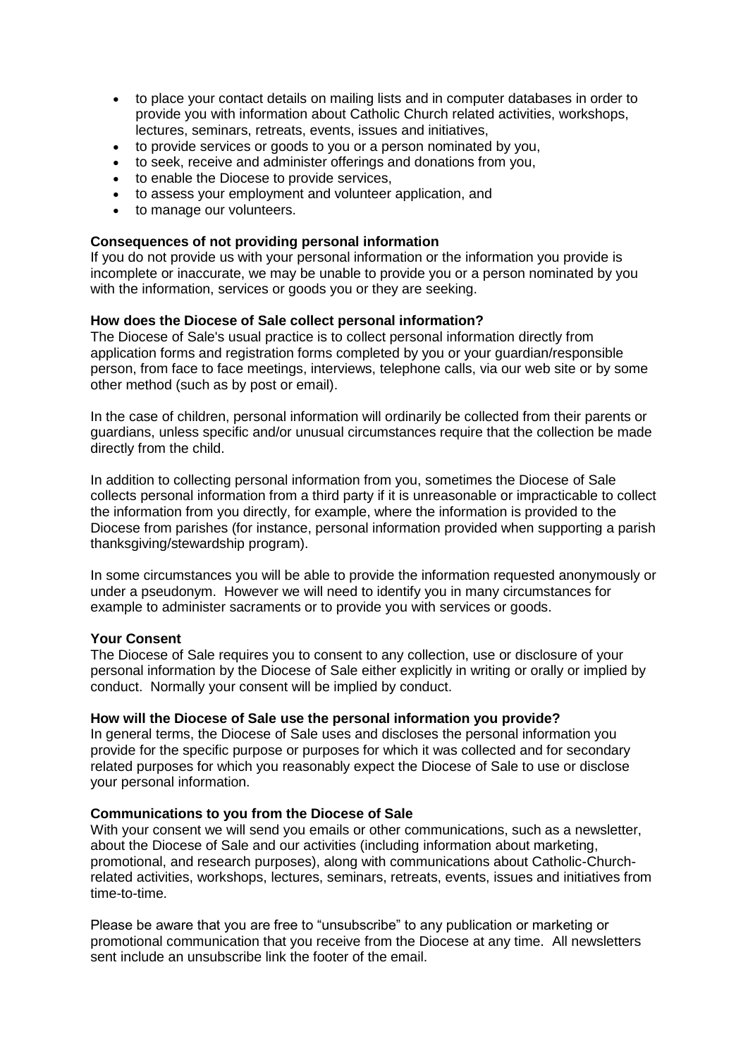- to place your contact details on mailing lists and in computer databases in order to provide you with information about Catholic Church related activities, workshops, lectures, seminars, retreats, events, issues and initiatives,
- to provide services or goods to you or a person nominated by you,
- to seek, receive and administer offerings and donations from you,
- to enable the Diocese to provide services,
- to assess your employment and volunteer application, and
- to manage our volunteers.

**Consequences of not providing personal information**
If you do not provide us with your personal information or the information you provide is incomplete or inaccurate, we may be unable to provide you or a person nominated by you with the information, services or goods you or they are seeking.

**How does the Diocese of Sale collect personal information?**
The Diocese of Sale's usual practice is to collect personal information directly from application forms and registration forms completed by you or your guardian/responsible person, from face to face meetings, interviews, telephone calls, via our web site or by some other method (such as by post or email).

In the case of children, personal information will ordinarily be collected from their parents or guardians, unless specific and/or unusual circumstances require that the collection be made directly from the child.

In addition to collecting personal information from you, sometimes the Diocese of Sale collects personal information from a third party if it is unreasonable or impracticable to collect the information from you directly, for example, where the information is provided to the Diocese from parishes (for instance, personal information provided when supporting a parish thanksgiving/stewardship program).

In some circumstances you will be able to provide the information requested anonymously or under a pseudonym. However we will need to identify you in many circumstances for example to administer sacraments or to provide you with services or goods.

**Your Consent**
The Diocese of Sale requires you to consent to any collection, use or disclosure of your personal information by the Diocese of Sale either explicitly in writing or orally or implied by conduct. Normally your consent will be implied by conduct.

**How will the Diocese of Sale use the personal information you provide?**
In general terms, the Diocese of Sale uses and discloses the personal information you provide for the specific purpose or purposes for which it was collected and for secondary related purposes for which you reasonably expect the Diocese of Sale to use or disclose your personal information.

**Communications to you from the Diocese of Sale**
With your consent we will send you emails or other communications, such as a newsletter, about the Diocese of Sale and our activities (including information about marketing, promotional, and research purposes), along with communications about Catholic-Church-related activities, workshops, lectures, seminars, retreats, events, issues and initiatives from time-to-time.

Please be aware that you are free to "unsubscribe" to any publication or marketing or promotional communication that you receive from the Diocese at any time. All newsletters sent include an unsubscribe link the footer of the email.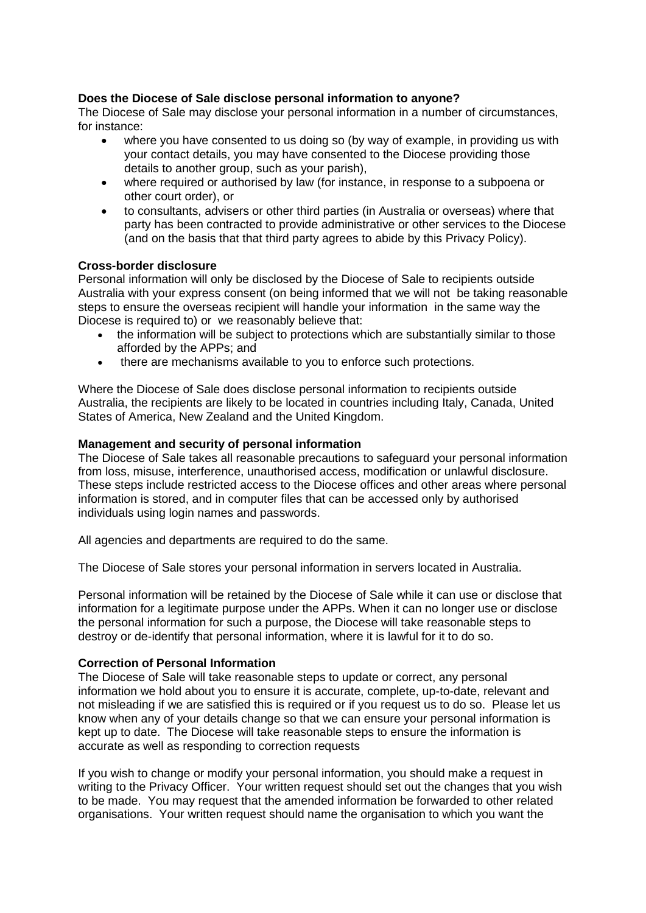**Does the Diocese of Sale disclose personal information to anyone?**

The Diocese of Sale may disclose your personal information in a number of circumstances, for instance:

- where you have consented to us doing so (by way of example, in providing us with your contact details, you may have consented to the Diocese providing those details to another group, such as your parish),
- where required or authorised by law (for instance, in response to a subpoena or other court order), or
- to consultants, advisers or other third parties (in Australia or overseas) where that party has been contracted to provide administrative or other services to the Diocese (and on the basis that that third party agrees to abide by this Privacy Policy).

**Cross-border disclosure**

Personal information will only be disclosed by the Diocese of Sale to recipients outside Australia with your express consent (on being informed that we will not be taking reasonable steps to ensure the overseas recipient will handle your information in the same way the Diocese is required to) or we reasonably believe that:

- the information will be subject to protections which are substantially similar to those afforded by the APPs; and
- there are mechanisms available to you to enforce such protections.

Where the Diocese of Sale does disclose personal information to recipients outside Australia, the recipients are likely to be located in countries including Italy, Canada, United States of America, New Zealand and the United Kingdom.

**Management and security of personal information**

The Diocese of Sale takes all reasonable precautions to safeguard your personal information from loss, misuse, interference, unauthorised access, modification or unlawful disclosure. These steps include restricted access to the Diocese offices and other areas where personal information is stored, and in computer files that can be accessed only by authorised individuals using login names and passwords.

All agencies and departments are required to do the same.

The Diocese of Sale stores your personal information in servers located in Australia.

Personal information will be retained by the Diocese of Sale while it can use or disclose that information for a legitimate purpose under the APPs. When it can no longer use or disclose the personal information for such a purpose, the Diocese will take reasonable steps to destroy or de-identify that personal information, where it is lawful for it to do so.

**Correction of Personal Information**

The Diocese of Sale will take reasonable steps to update or correct, any personal information we hold about you to ensure it is accurate, complete, up-to-date, relevant and not misleading if we are satisfied this is required or if you request us to do so. Please let us know when any of your details change so that we can ensure your personal information is kept up to date. The Diocese will take reasonable steps to ensure the information is accurate as well as responding to correction requests

If you wish to change or modify your personal information, you should make a request in writing to the Privacy Officer. Your written request should set out the changes that you wish to be made. You may request that the amended information be forwarded to other related organisations. Your written request should name the organisation to which you want the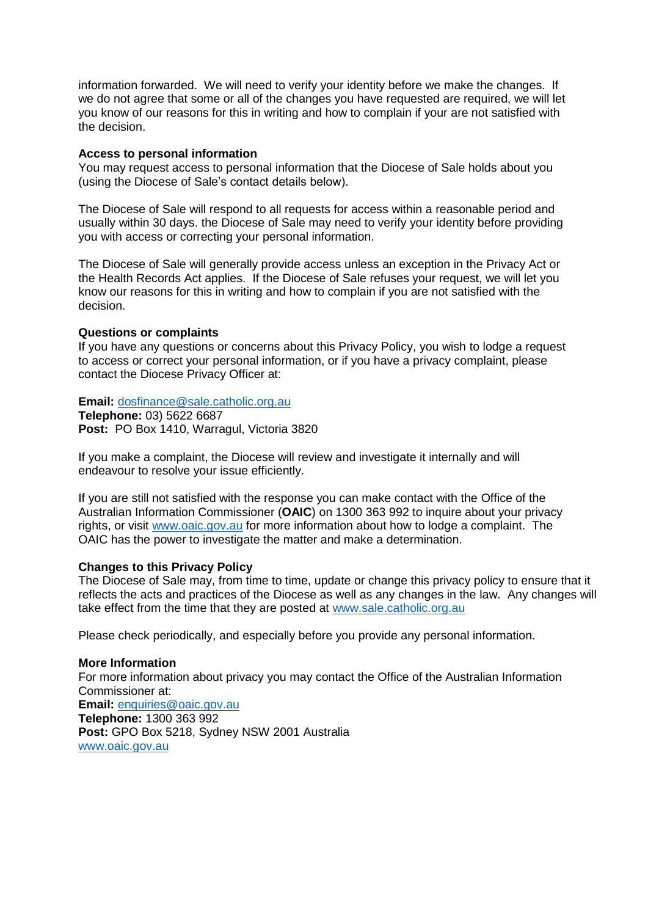information forwarded. We will need to verify your identity before we make the changes. If we do not agree that some or all of the changes you have requested are required, we will let you know of our reasons for this in writing and how to complain if your are not satisfied with the decision.

**Access to personal information**

You may request access to personal information that the Diocese of Sale holds about you (using the Diocese of Sale's contact details below).

The Diocese of Sale will respond to all requests for access within a reasonable period and usually within 30 days. the Diocese of Sale may need to verify your identity before providing you with access or correcting your personal information.

The Diocese of Sale will generally provide access unless an exception in the Privacy Act or the Health Records Act applies. If the Diocese of Sale refuses your request, we will let you know our reasons for this in writing and how to complain if you are not satisfied with the decision.

**Questions or complaints**

If you have any questions or concerns about this Privacy Policy, you wish to lodge a request to access or correct your personal information, or if you have a privacy complaint, please contact the Diocese Privacy Officer at:

**Email:** dosfinance@sale.catholic.org.au
**Telephone:** 03) 5622 6687
**Post:** PO Box 1410, Warragul, Victoria 3820

If you make a complaint, the Diocese will review and investigate it internally and will endeavour to resolve your issue efficiently.

If you are still not satisfied with the response you can make contact with the Office of the Australian Information Commissioner (**OAIC**) on 1300 363 992 to inquire about your privacy rights, or visit www.oaic.gov.au for more information about how to lodge a complaint. The OAIC has the power to investigate the matter and make a determination.

**Changes to this Privacy Policy**

The Diocese of Sale may, from time to time, update or change this privacy policy to ensure that it reflects the acts and practices of the Diocese as well as any changes in the law. Any changes will take effect from the time that they are posted at www.sale.catholic.org.au

Please check periodically, and especially before you provide any personal information.

**More Information**

For more information about privacy you may contact the Office of the Australian Information Commissioner at:
**Email:** enquiries@oaic.gov.au
**Telephone:** 1300 363 992
**Post:** GPO Box 5218, Sydney NSW 2001 Australia
www.oaic.gov.au